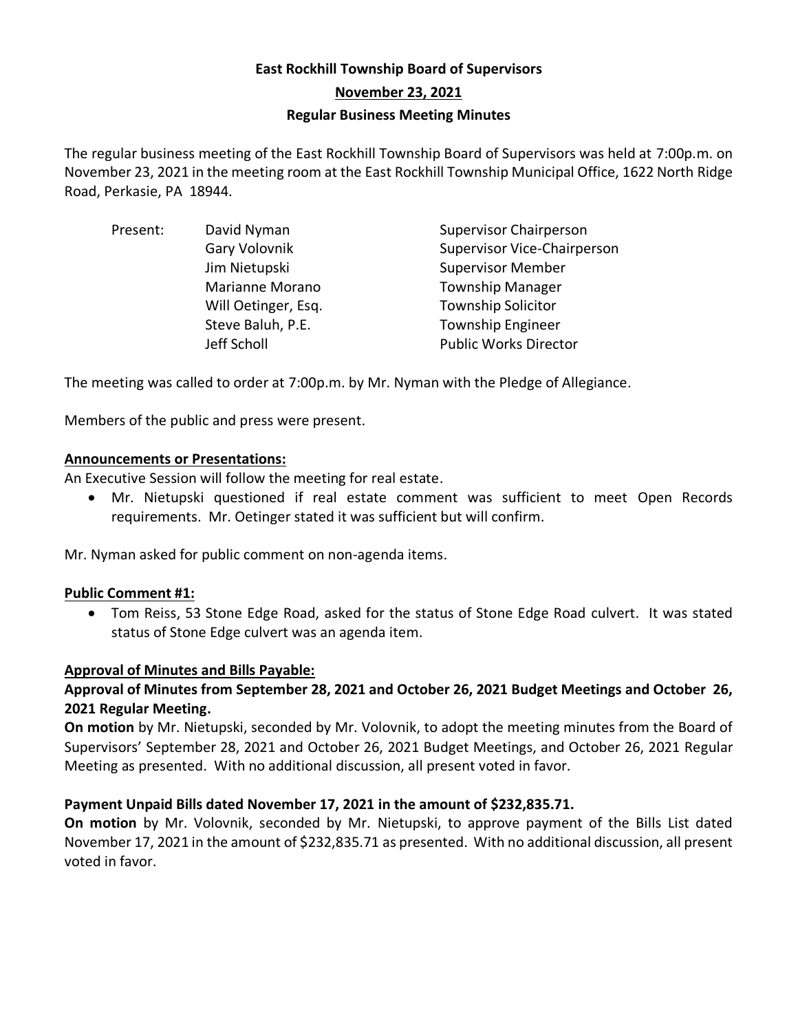# East Rockhill Township Board of Supervisors

## November 23, 2021

## Regular Business Meeting Minutes

The regular business meeting of the East Rockhill Township Board of Supervisors was held at 7:00p.m. on November 23, 2021 in the meeting room at the East Rockhill Township Municipal Office, 1622 North Ridge Road, Perkasie, PA 18944.

| | | |
|---|---|---|
| Present: | David Nyman | Supervisor Chairperson |
| | Gary Volovnik | Supervisor Vice-Chairperson |
| | Jim Nietupski | Supervisor Member |
| | Marianne Morano | Township Manager |
| | Will Oetinger, Esq. | Township Solicitor |
| | Steve Baluh, P.E. | Township Engineer |
| | Jeff Scholl | Public Works Director |

The meeting was called to order at 7:00p.m. by Mr. Nyman with the Pledge of Allegiance.

Members of the public and press were present.

**Announcements or Presentations:**

An Executive Session will follow the meeting for real estate.

- Mr. Nietupski questioned if real estate comment was sufficient to meet Open Records requirements. Mr. Oetinger stated it was sufficient but will confirm.

Mr. Nyman asked for public comment on non-agenda items.

**Public Comment #1:**

- Tom Reiss, 53 Stone Edge Road, asked for the status of Stone Edge Road culvert. It was stated status of Stone Edge culvert was an agenda item.

**Approval of Minutes and Bills Payable:**

**Approval of Minutes from September 28, 2021 and October 26, 2021 Budget Meetings and October 26, 2021 Regular Meeting.**

**On motion** by Mr. Nietupski, seconded by Mr. Volovnik, to adopt the meeting minutes from the Board of Supervisors' September 28, 2021 and October 26, 2021 Budget Meetings, and October 26, 2021 Regular Meeting as presented. With no additional discussion, all present voted in favor.

**Payment Unpaid Bills dated November 17, 2021 in the amount of $232,835.71.**

**On motion** by Mr. Volovnik, seconded by Mr. Nietupski, to approve payment of the Bills List dated November 17, 2021 in the amount of $232,835.71 as presented. With no additional discussion, all present voted in favor.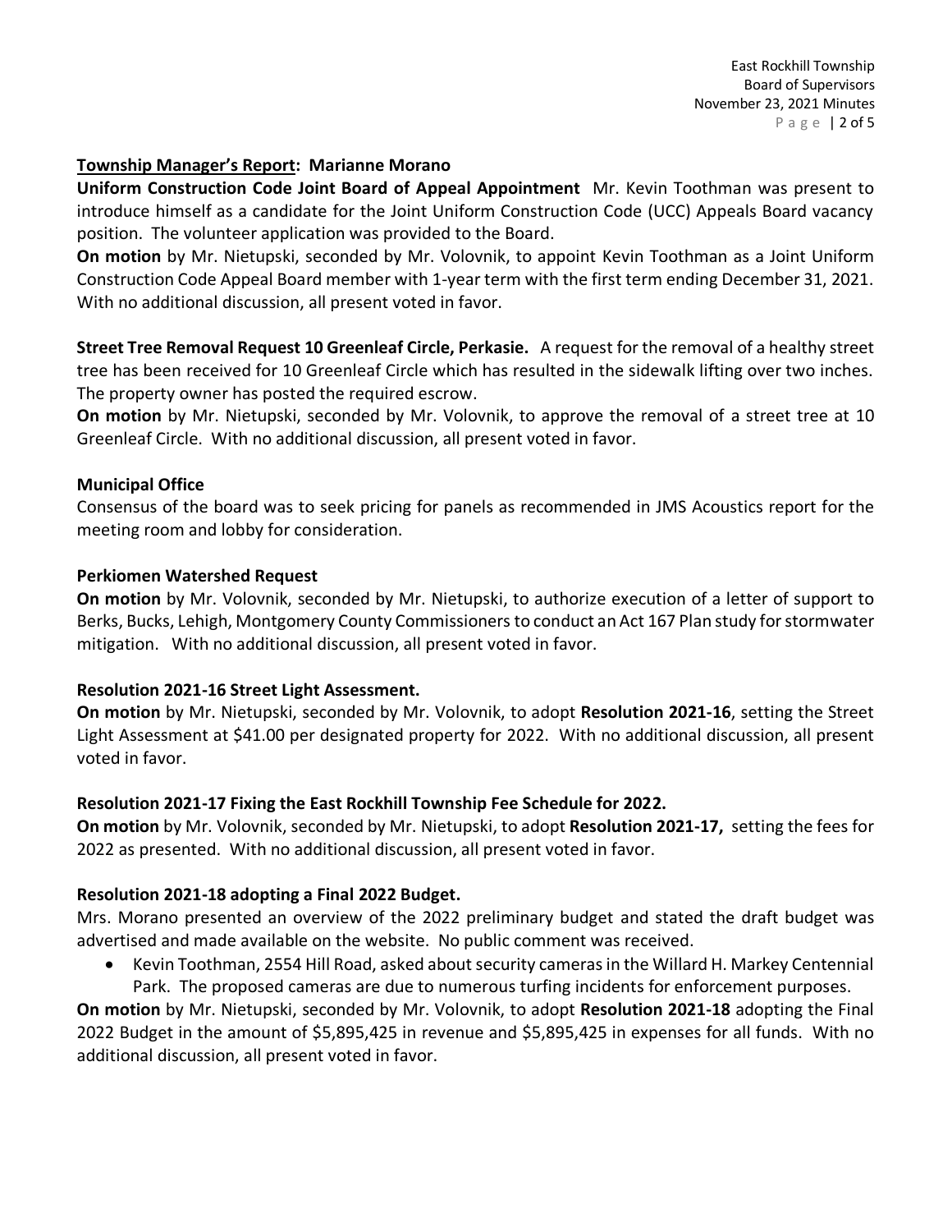**Township Manager's Report: Marianne Morano**

**Uniform Construction Code Joint Board of Appeal Appointment** Mr. Kevin Toothman was present to introduce himself as a candidate for the Joint Uniform Construction Code (UCC) Appeals Board vacancy position. The volunteer application was provided to the Board.

**On motion** by Mr. Nietupski, seconded by Mr. Volovnik, to appoint Kevin Toothman as a Joint Uniform Construction Code Appeal Board member with 1-year term with the first term ending December 31, 2021. With no additional discussion, all present voted in favor.

**Street Tree Removal Request 10 Greenleaf Circle, Perkasie.** A request for the removal of a healthy street tree has been received for 10 Greenleaf Circle which has resulted in the sidewalk lifting over two inches. The property owner has posted the required escrow.

**On motion** by Mr. Nietupski, seconded by Mr. Volovnik, to approve the removal of a street tree at 10 Greenleaf Circle. With no additional discussion, all present voted in favor.

**Municipal Office**

Consensus of the board was to seek pricing for panels as recommended in JMS Acoustics report for the meeting room and lobby for consideration.

**Perkiomen Watershed Request**

**On motion** by Mr. Volovnik, seconded by Mr. Nietupski, to authorize execution of a letter of support to Berks, Bucks, Lehigh, Montgomery County Commissioners to conduct an Act 167 Plan study for stormwater mitigation. With no additional discussion, all present voted in favor.

**Resolution 2021-16 Street Light Assessment.**

**On motion** by Mr. Nietupski, seconded by Mr. Volovnik, to adopt **Resolution 2021-16**, setting the Street Light Assessment at $41.00 per designated property for 2022. With no additional discussion, all present voted in favor.

**Resolution 2021-17 Fixing the East Rockhill Township Fee Schedule for 2022.**

**On motion** by Mr. Volovnik, seconded by Mr. Nietupski, to adopt **Resolution 2021-17,** setting the fees for 2022 as presented. With no additional discussion, all present voted in favor.

**Resolution 2021-18 adopting a Final 2022 Budget.**

Mrs. Morano presented an overview of the 2022 preliminary budget and stated the draft budget was advertised and made available on the website. No public comment was received.

- Kevin Toothman, 2554 Hill Road, asked about security cameras in the Willard H. Markey Centennial Park. The proposed cameras are due to numerous turfing incidents for enforcement purposes.

**On motion** by Mr. Nietupski, seconded by Mr. Volovnik, to adopt **Resolution 2021-18** adopting the Final 2022 Budget in the amount of $5,895,425 in revenue and $5,895,425 in expenses for all funds. With no additional discussion, all present voted in favor.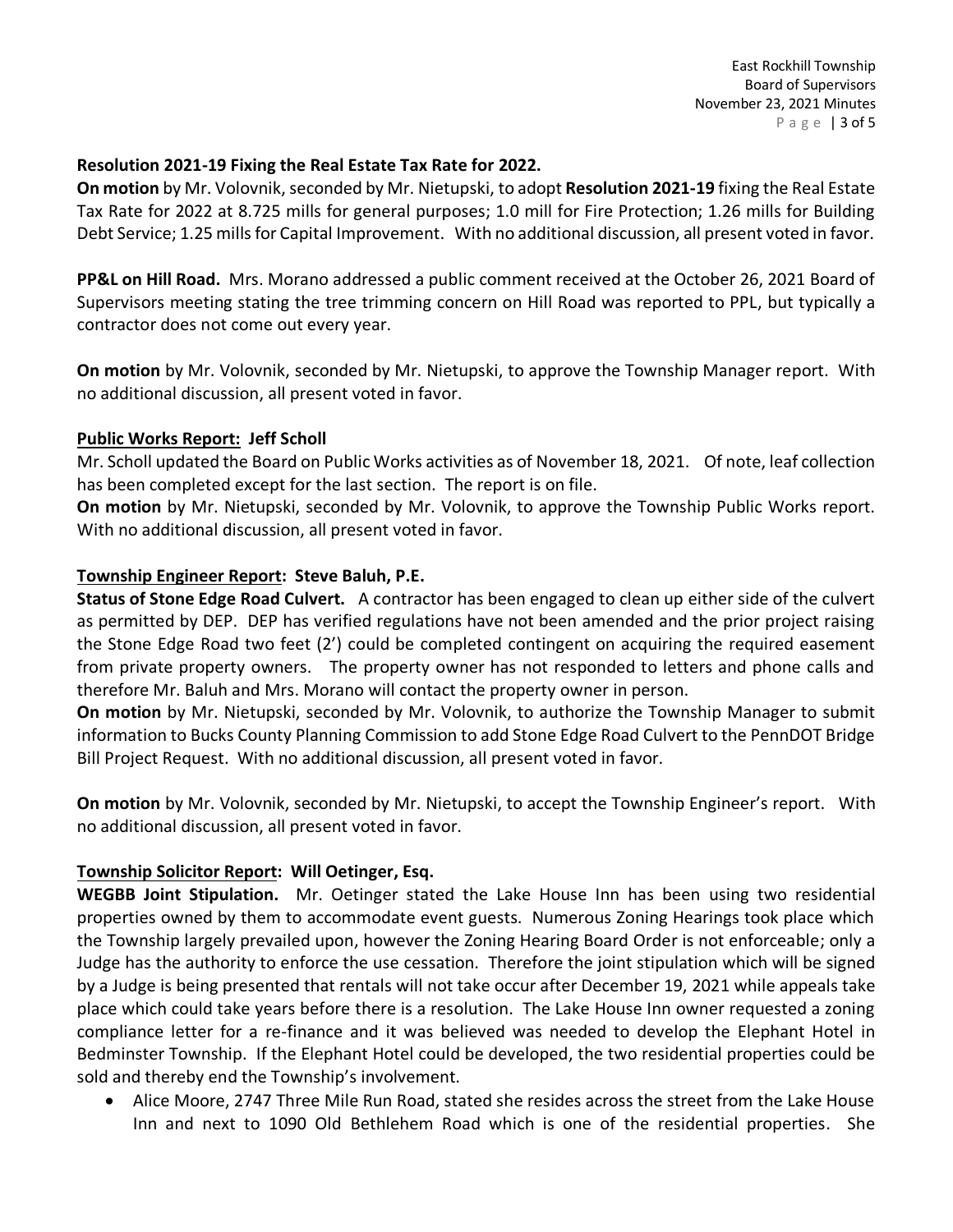**Resolution 2021-19 Fixing the Real Estate Tax Rate for 2022.**
**On motion** by Mr. Volovnik, seconded by Mr. Nietupski, to adopt **Resolution 2021-19** fixing the Real Estate Tax Rate for 2022 at 8.725 mills for general purposes; 1.0 mill for Fire Protection; 1.26 mills for Building Debt Service; 1.25 mills for Capital Improvement. With no additional discussion, all present voted in favor.

**PP&L on Hill Road.** Mrs. Morano addressed a public comment received at the October 26, 2021 Board of Supervisors meeting stating the tree trimming concern on Hill Road was reported to PPL, but typically a contractor does not come out every year.

**On motion** by Mr. Volovnik, seconded by Mr. Nietupski, to approve the Township Manager report. With no additional discussion, all present voted in favor.

**Public Works Report: Jeff Scholl**

Mr. Scholl updated the Board on Public Works activities as of November 18, 2021. Of note, leaf collection has been completed except for the last section. The report is on file.
**On motion** by Mr. Nietupski, seconded by Mr. Volovnik, to approve the Township Public Works report. With no additional discussion, all present voted in favor.

**Township Engineer Report: Steve Baluh, P.E.**

**Status of Stone Edge Road Culvert.** A contractor has been engaged to clean up either side of the culvert as permitted by DEP. DEP has verified regulations have not been amended and the prior project raising the Stone Edge Road two feet (2') could be completed contingent on acquiring the required easement from private property owners. The property owner has not responded to letters and phone calls and therefore Mr. Baluh and Mrs. Morano will contact the property owner in person.
**On motion** by Mr. Nietupski, seconded by Mr. Volovnik, to authorize the Township Manager to submit information to Bucks County Planning Commission to add Stone Edge Road Culvert to the PennDOT Bridge Bill Project Request. With no additional discussion, all present voted in favor.

**On motion** by Mr. Volovnik, seconded by Mr. Nietupski, to accept the Township Engineer's report. With no additional discussion, all present voted in favor.

**Township Solicitor Report: Will Oetinger, Esq.**

**WEGBB Joint Stipulation.** Mr. Oetinger stated the Lake House Inn has been using two residential properties owned by them to accommodate event guests. Numerous Zoning Hearings took place which the Township largely prevailed upon, however the Zoning Hearing Board Order is not enforceable; only a Judge has the authority to enforce the use cessation. Therefore the joint stipulation which will be signed by a Judge is being presented that rentals will not take occur after December 19, 2021 while appeals take place which could take years before there is a resolution. The Lake House Inn owner requested a zoning compliance letter for a re-finance and it was believed was needed to develop the Elephant Hotel in Bedminster Township. If the Elephant Hotel could be developed, the two residential properties could be sold and thereby end the Township's involvement.

- Alice Moore, 2747 Three Mile Run Road, stated she resides across the street from the Lake House Inn and next to 1090 Old Bethlehem Road which is one of the residential properties. She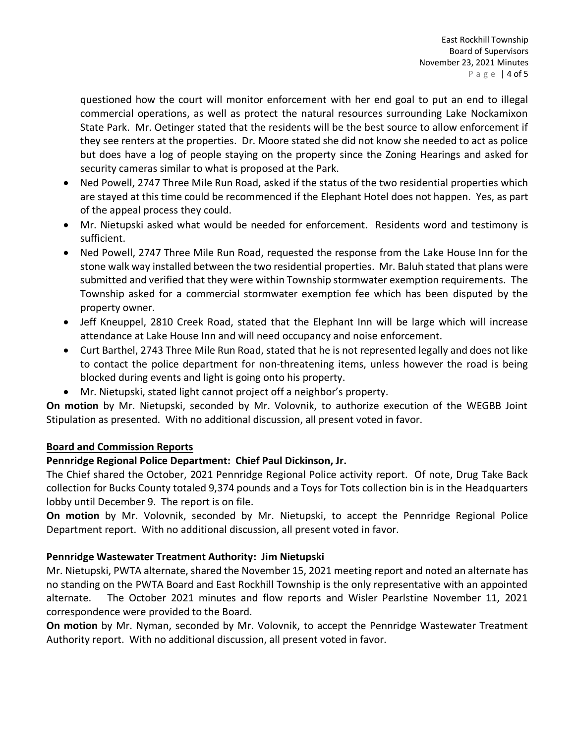questioned how the court will monitor enforcement with her end goal to put an end to illegal commercial operations, as well as protect the natural resources surrounding Lake Nockamixon State Park. Mr. Oetinger stated that the residents will be the best source to allow enforcement if they see renters at the properties. Dr. Moore stated she did not know she needed to act as police but does have a log of people staying on the property since the Zoning Hearings and asked for security cameras similar to what is proposed at the Park.

- Ned Powell, 2747 Three Mile Run Road, asked if the status of the two residential properties which are stayed at this time could be recommenced if the Elephant Hotel does not happen. Yes, as part of the appeal process they could.
- Mr. Nietupski asked what would be needed for enforcement. Residents word and testimony is sufficient.
- Ned Powell, 2747 Three Mile Run Road, requested the response from the Lake House Inn for the stone walk way installed between the two residential properties. Mr. Baluh stated that plans were submitted and verified that they were within Township stormwater exemption requirements. The Township asked for a commercial stormwater exemption fee which has been disputed by the property owner.
- Jeff Kneuppel, 2810 Creek Road, stated that the Elephant Inn will be large which will increase attendance at Lake House Inn and will need occupancy and noise enforcement.
- Curt Barthel, 2743 Three Mile Run Road, stated that he is not represented legally and does not like to contact the police department for non-threatening items, unless however the road is being blocked during events and light is going onto his property.
- Mr. Nietupski, stated light cannot project off a neighbor's property.

**On motion** by Mr. Nietupski, seconded by Mr. Volovnik, to authorize execution of the WEGBB Joint Stipulation as presented. With no additional discussion, all present voted in favor.

## Board and Commission Reports

### Pennridge Regional Police Department: Chief Paul Dickinson, Jr.

The Chief shared the October, 2021 Pennridge Regional Police activity report. Of note, Drug Take Back collection for Bucks County totaled 9,374 pounds and a Toys for Tots collection bin is in the Headquarters lobby until December 9. The report is on file.

**On motion** by Mr. Volovnik, seconded by Mr. Nietupski, to accept the Pennridge Regional Police Department report. With no additional discussion, all present voted in favor.

### Pennridge Wastewater Treatment Authority: Jim Nietupski

Mr. Nietupski, PWTA alternate, shared the November 15, 2021 meeting report and noted an alternate has no standing on the PWTA Board and East Rockhill Township is the only representative with an appointed alternate. The October 2021 minutes and flow reports and Wisler Pearlstine November 11, 2021 correspondence were provided to the Board.

**On motion** by Mr. Nyman, seconded by Mr. Volovnik, to accept the Pennridge Wastewater Treatment Authority report. With no additional discussion, all present voted in favor.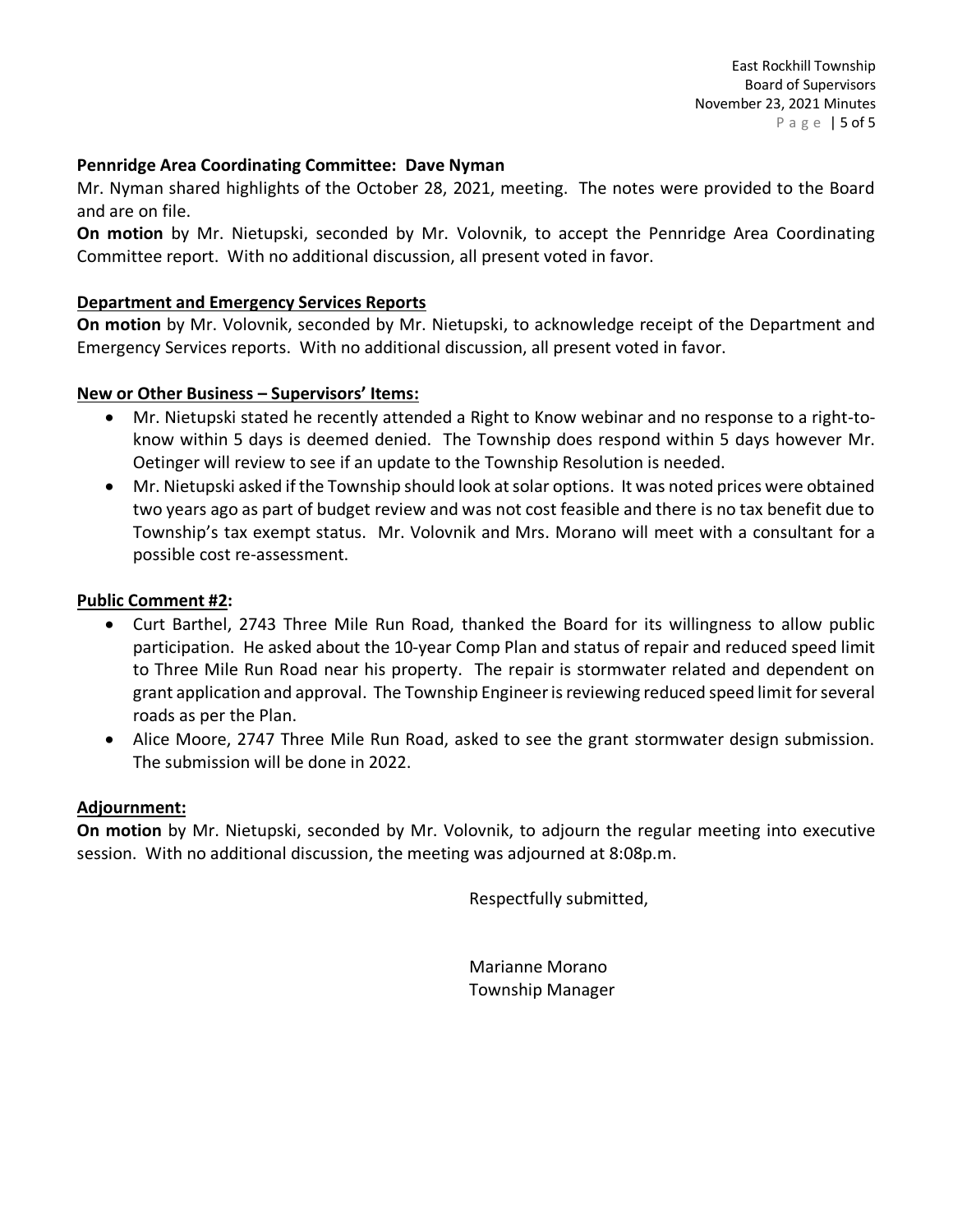**Pennridge Area Coordinating Committee: Dave Nyman**

Mr. Nyman shared highlights of the October 28, 2021, meeting. The notes were provided to the Board and are on file.

**On motion** by Mr. Nietupski, seconded by Mr. Volovnik, to accept the Pennridge Area Coordinating Committee report. With no additional discussion, all present voted in favor.

**Department and Emergency Services Reports**

**On motion** by Mr. Volovnik, seconded by Mr. Nietupski, to acknowledge receipt of the Department and Emergency Services reports. With no additional discussion, all present voted in favor.

**New or Other Business – Supervisors' Items:**

- Mr. Nietupski stated he recently attended a Right to Know webinar and no response to a right-to-know within 5 days is deemed denied. The Township does respond within 5 days however Mr. Oetinger will review to see if an update to the Township Resolution is needed.
- Mr. Nietupski asked if the Township should look at solar options. It was noted prices were obtained two years ago as part of budget review and was not cost feasible and there is no tax benefit due to Township's tax exempt status. Mr. Volovnik and Mrs. Morano will meet with a consultant for a possible cost re-assessment.

**Public Comment #2:**

- Curt Barthel, 2743 Three Mile Run Road, thanked the Board for its willingness to allow public participation. He asked about the 10-year Comp Plan and status of repair and reduced speed limit to Three Mile Run Road near his property. The repair is stormwater related and dependent on grant application and approval. The Township Engineer is reviewing reduced speed limit for several roads as per the Plan.
- Alice Moore, 2747 Three Mile Run Road, asked to see the grant stormwater design submission. The submission will be done in 2022.

**Adjournment:**

**On motion** by Mr. Nietupski, seconded by Mr. Volovnik, to adjourn the regular meeting into executive session. With no additional discussion, the meeting was adjourned at 8:08p.m.

Respectfully submitted,

Marianne Morano
Township Manager